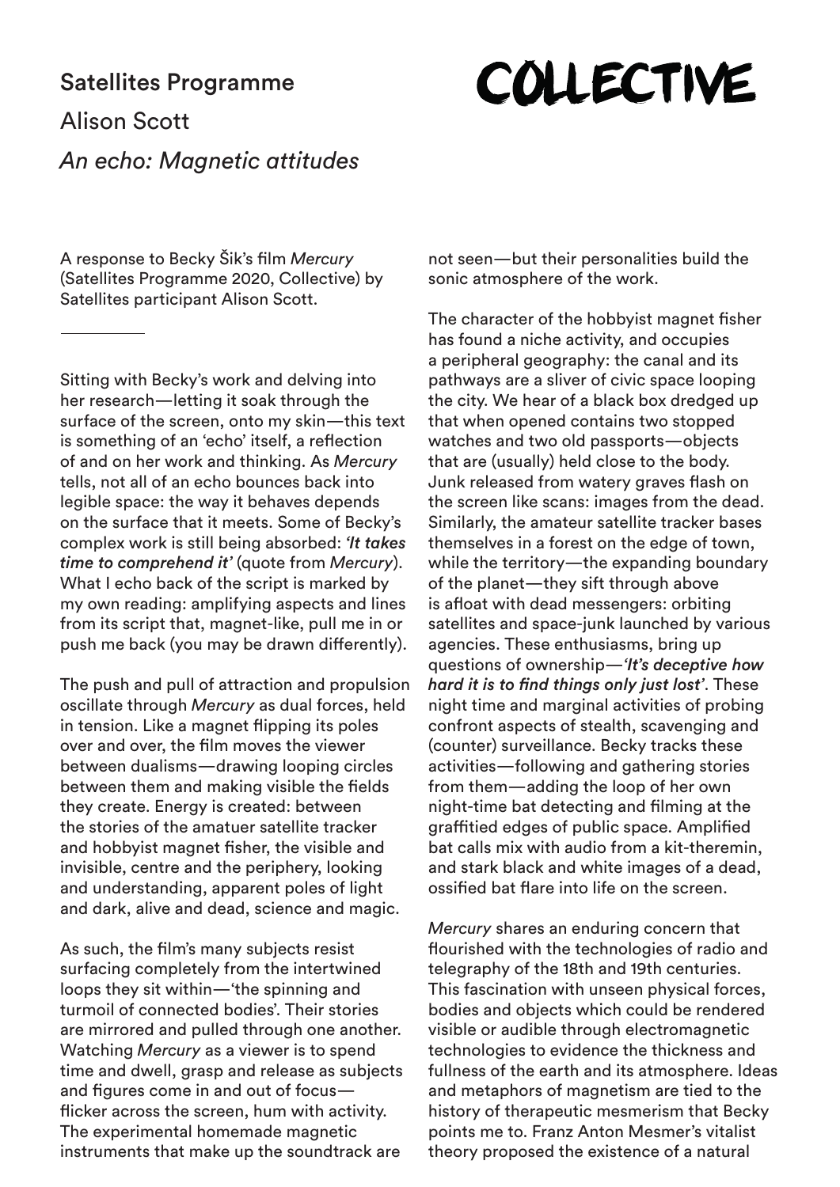# COLLECTIVE

## Satellites Programme

## Alison Scott

## *An echo: Magnetic attitudes*

A response to Becky Šik's film *Mercury* (Satellites Programme 2020, Collective) by Satellites participant Alison Scott.

---

Sitting with Becky's work and delving into her research—letting it soak through the surface of the screen, onto my skin—this text is something of an 'echo' itself, a reflection of and on her work and thinking. As *Mercury* tells, not all of an echo bounces back into legible space: the way it behaves depends on the surface that it meets. Some of Becky's complex work is still being absorbed: ***'It takes time to comprehend it'*** (quote from *Mercury*). What I echo back of the script is marked by my own reading: amplifying aspects and lines from its script that, magnet-like, pull me in or push me back (you may be drawn differently).

The push and pull of attraction and propulsion oscillate through *Mercury* as dual forces, held in tension. Like a magnet flipping its poles over and over, the film moves the viewer between dualisms—drawing looping circles between them and making visible the fields they create. Energy is created: between the stories of the amatuer satellite tracker and hobbyist magnet fisher, the visible and invisible, centre and the periphery, looking and understanding, apparent poles of light and dark, alive and dead, science and magic.

As such, the film's many subjects resist surfacing completely from the intertwined loops they sit within—'the spinning and turmoil of connected bodies'. Their stories are mirrored and pulled through one another. Watching *Mercury* as a viewer is to spend time and dwell, grasp and release as subjects and figures come in and out of focus—flicker across the screen, hum with activity. The experimental homemade magnetic instruments that make up the soundtrack are not seen—but their personalities build the sonic atmosphere of the work.

The character of the hobbyist magnet fisher has found a niche activity, and occupies a peripheral geography: the canal and its pathways are a sliver of civic space looping the city. We hear of a black box dredged up that when opened contains two stopped watches and two old passports—objects that are (usually) held close to the body. Junk released from watery graves flash on the screen like scans: images from the dead. Similarly, the amateur satellite tracker bases themselves in a forest on the edge of town, while the territory—the expanding boundary of the planet—they sift through above is afloat with dead messengers: orbiting satellites and space-junk launched by various agencies. These enthusiasms, bring up questions of ownership—***'It's deceptive how hard it is to find things only just lost'***. These night time and marginal activities of probing confront aspects of stealth, scavenging and (counter) surveillance. Becky tracks these activities—following and gathering stories from them—adding the loop of her own night-time bat detecting and filming at the graffitied edges of public space. Amplified bat calls mix with audio from a kit-theremin, and stark black and white images of a dead, ossified bat flare into life on the screen.

*Mercury* shares an enduring concern that flourished with the technologies of radio and telegraphy of the 18th and 19th centuries. This fascination with unseen physical forces, bodies and objects which could be rendered visible or audible through electromagnetic technologies to evidence the thickness and fullness of the earth and its atmosphere. Ideas and metaphors of magnetism are tied to the history of therapeutic mesmerism that Becky points me to. Franz Anton Mesmer's vitalist theory proposed the existence of a natural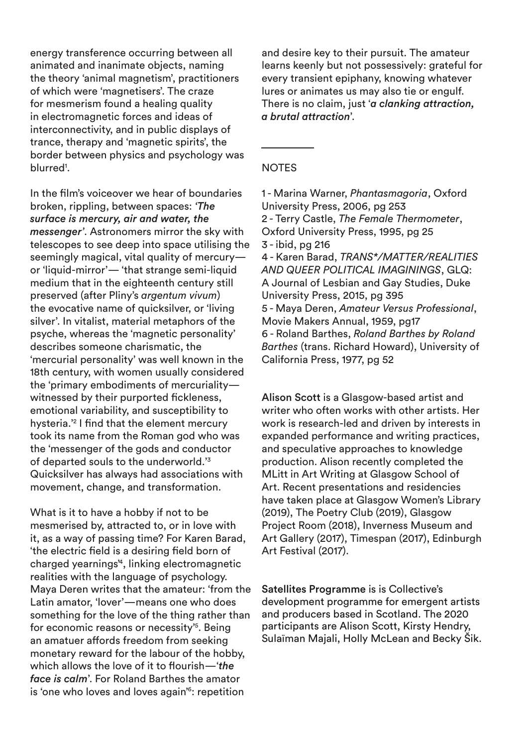energy transference occurring between all animated and inanimate objects, naming the theory 'animal magnetism', practitioners of which were 'magnetisers'. The craze for mesmerism found a healing quality in electromagnetic forces and ideas of interconnectivity, and in public displays of trance, therapy and 'magnetic spirits', the border between physics and psychology was blurred[1].

In the film's voiceover we hear of boundaries broken, rippling, between spaces: ***'The surface is mercury, air and water, the messenger'***. Astronomers mirror the sky with telescopes to see deep into space utilising the seemingly magical, vital quality of mercury—or 'liquid-mirror'— 'that strange semi-liquid medium that in the eighteenth century still preserved (after Pliny's *argentum vivum*) the evocative name of quicksilver, or 'living silver'. In vitalist, material metaphors of the psyche, whereas the 'magnetic personality' describes someone charismatic, the 'mercurial personality' was well known in the 18th century, with women usually considered the 'primary embodiments of mercuriality—witnessed by their purported fickleness, emotional variability, and susceptibility to hysteria.'[2] I find that the element mercury took its name from the Roman god who was the 'messenger of the gods and conductor of departed souls to the underworld.'[3] Quicksilver has always had associations with movement, change, and transformation.

What is it to have a hobby if not to be mesmerised by, attracted to, or in love with it, as a way of passing time? For Karen Barad, 'the electric field is a desiring field born of charged yearnings'[4], linking electromagnetic realities with the language of psychology. Maya Deren writes that the amateur: 'from the Latin amator, 'lover'—means one who does something for the love of the thing rather than for economic reasons or necessity'[5]. Being an amatuer affords freedom from seeking monetary reward for the labour of the hobby, which allows the love of it to flourish—'***the face is calm***'. For Roland Barthes the amator is 'one who loves and loves again'[6]: repetition and desire key to their pursuit. The amateur learns keenly but not possessively: grateful for every transient epiphany, knowing whatever lures or animates us may also tie or engulf. There is no claim, just '***a clanking attraction, a brutal attraction***'.

---

NOTES

1 - Marina Warner, *Phantasmagoria*, Oxford University Press, 2006, pg 253
2 - Terry Castle, *The Female Thermometer*, Oxford University Press, 1995, pg 25
3 - ibid, pg 216
4 - Karen Barad, *TRANS\*/MATTER/REALITIES AND QUEER POLITICAL IMAGININGS*, GLQ: A Journal of Lesbian and Gay Studies, Duke University Press, 2015, pg 395
5 - Maya Deren, *Amateur Versus Professional*, Movie Makers Annual, 1959, pg17
6 - Roland Barthes, *Roland Barthes by Roland Barthes* (trans. Richard Howard), University of California Press, 1977, pg 52

**Alison Scott** is a Glasgow-based artist and writer who often works with other artists. Her work is research-led and driven by interests in expanded performance and writing practices, and speculative approaches to knowledge production. Alison recently completed the MLitt in Art Writing at Glasgow School of Art. Recent presentations and residencies have taken place at Glasgow Women's Library (2019), The Poetry Club (2019), Glasgow Project Room (2018), Inverness Museum and Art Gallery (2017), Timespan (2017), Edinburgh Art Festival (2017).

**Satellites Programme** is is Collective's development programme for emergent artists and producers based in Scotland. The 2020 participants are Alison Scott, Kirsty Hendry, Sulaïman Majali, Holly McLean and Becky Šik.